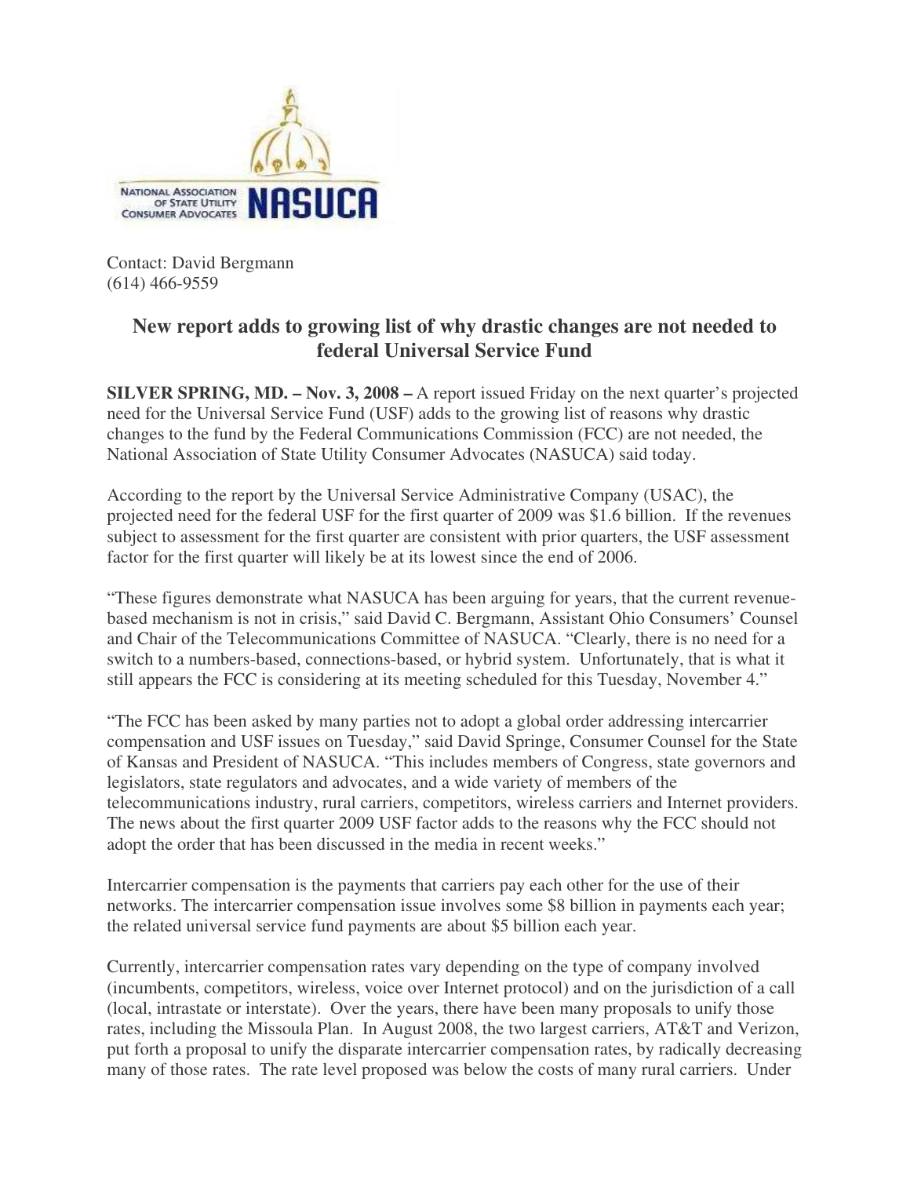NATIONAL ASSOCIATION OF STATE UTILITY CONSUMER ADVOCATES **NASUCA**

Contact: David Bergmann
(614) 466-9559

## New report adds to growing list of why drastic changes are not needed to federal Universal Service Fund

**SILVER SPRING, MD. – Nov. 3, 2008 –** A report issued Friday on the next quarter's projected need for the Universal Service Fund (USF) adds to the growing list of reasons why drastic changes to the fund by the Federal Communications Commission (FCC) are not needed, the National Association of State Utility Consumer Advocates (NASUCA) said today.

According to the report by the Universal Service Administrative Company (USAC), the projected need for the federal USF for the first quarter of 2009 was $1.6 billion. If the revenues subject to assessment for the first quarter are consistent with prior quarters, the USF assessment factor for the first quarter will likely be at its lowest since the end of 2006.

"These figures demonstrate what NASUCA has been arguing for years, that the current revenue-based mechanism is not in crisis," said David C. Bergmann, Assistant Ohio Consumers' Counsel and Chair of the Telecommunications Committee of NASUCA. "Clearly, there is no need for a switch to a numbers-based, connections-based, or hybrid system. Unfortunately, that is what it still appears the FCC is considering at its meeting scheduled for this Tuesday, November 4."

"The FCC has been asked by many parties not to adopt a global order addressing intercarrier compensation and USF issues on Tuesday," said David Springe, Consumer Counsel for the State of Kansas and President of NASUCA. "This includes members of Congress, state governors and legislators, state regulators and advocates, and a wide variety of members of the telecommunications industry, rural carriers, competitors, wireless carriers and Internet providers. The news about the first quarter 2009 USF factor adds to the reasons why the FCC should not adopt the order that has been discussed in the media in recent weeks."

Intercarrier compensation is the payments that carriers pay each other for the use of their networks. The intercarrier compensation issue involves some $8 billion in payments each year; the related universal service fund payments are about $5 billion each year.

Currently, intercarrier compensation rates vary depending on the type of company involved (incumbents, competitors, wireless, voice over Internet protocol) and on the jurisdiction of a call (local, intrastate or interstate). Over the years, there have been many proposals to unify those rates, including the Missoula Plan. In August 2008, the two largest carriers, AT&T and Verizon, put forth a proposal to unify the disparate intercarrier compensation rates, by radically decreasing many of those rates. The rate level proposed was below the costs of many rural carriers. Under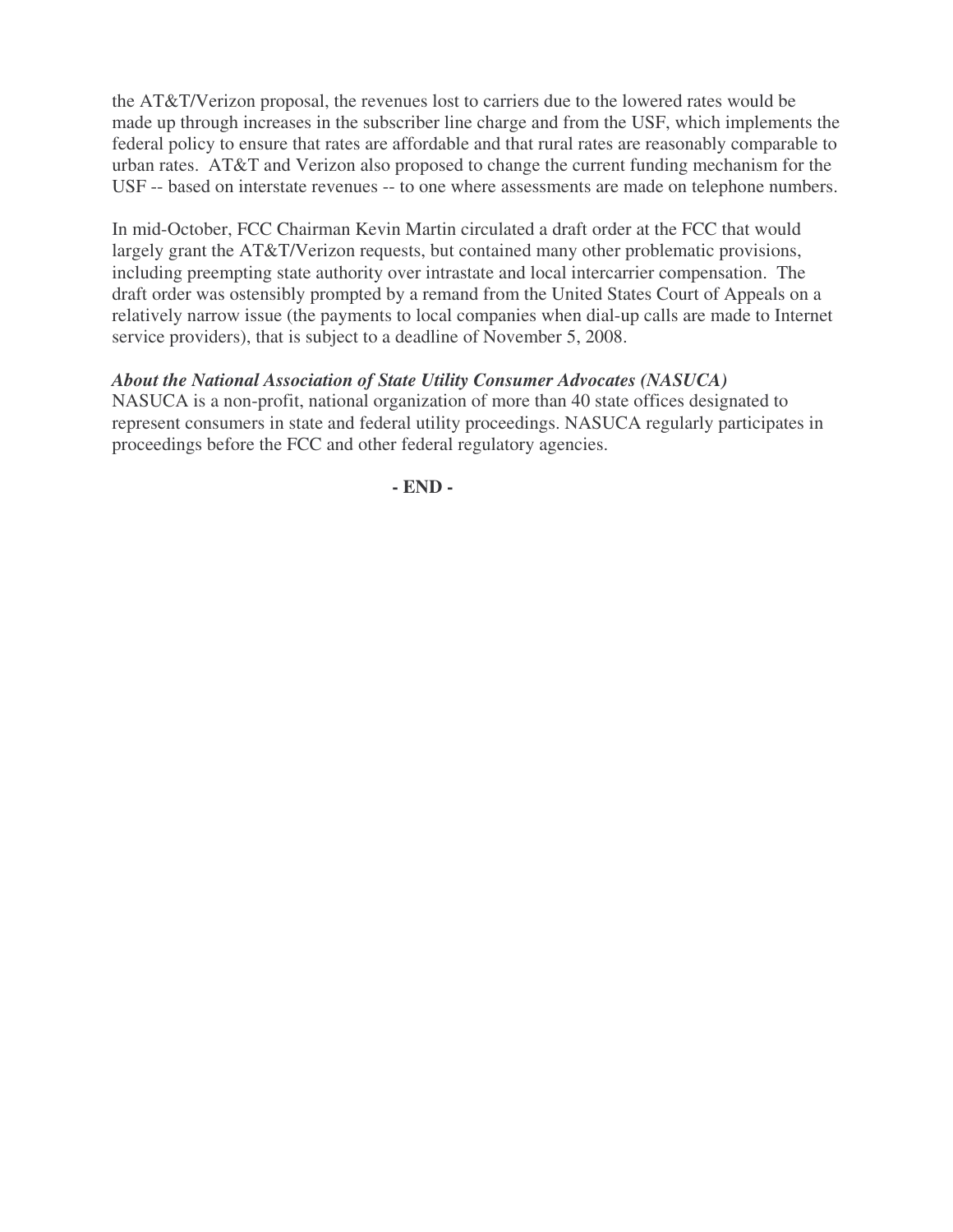the AT&T/Verizon proposal, the revenues lost to carriers due to the lowered rates would be made up through increases in the subscriber line charge and from the USF, which implements the federal policy to ensure that rates are affordable and that rural rates are reasonably comparable to urban rates. AT&T and Verizon also proposed to change the current funding mechanism for the USF -- based on interstate revenues -- to one where assessments are made on telephone numbers.

In mid-October, FCC Chairman Kevin Martin circulated a draft order at the FCC that would largely grant the AT&T/Verizon requests, but contained many other problematic provisions, including preempting state authority over intrastate and local intercarrier compensation. The draft order was ostensibly prompted by a remand from the United States Court of Appeals on a relatively narrow issue (the payments to local companies when dial-up calls are made to Internet service providers), that is subject to a deadline of November 5, 2008.

***About the National Association of State Utility Consumer Advocates (NASUCA)***

NASUCA is a non-profit, national organization of more than 40 state offices designated to represent consumers in state and federal utility proceedings. NASUCA regularly participates in proceedings before the FCC and other federal regulatory agencies.

**- END -**